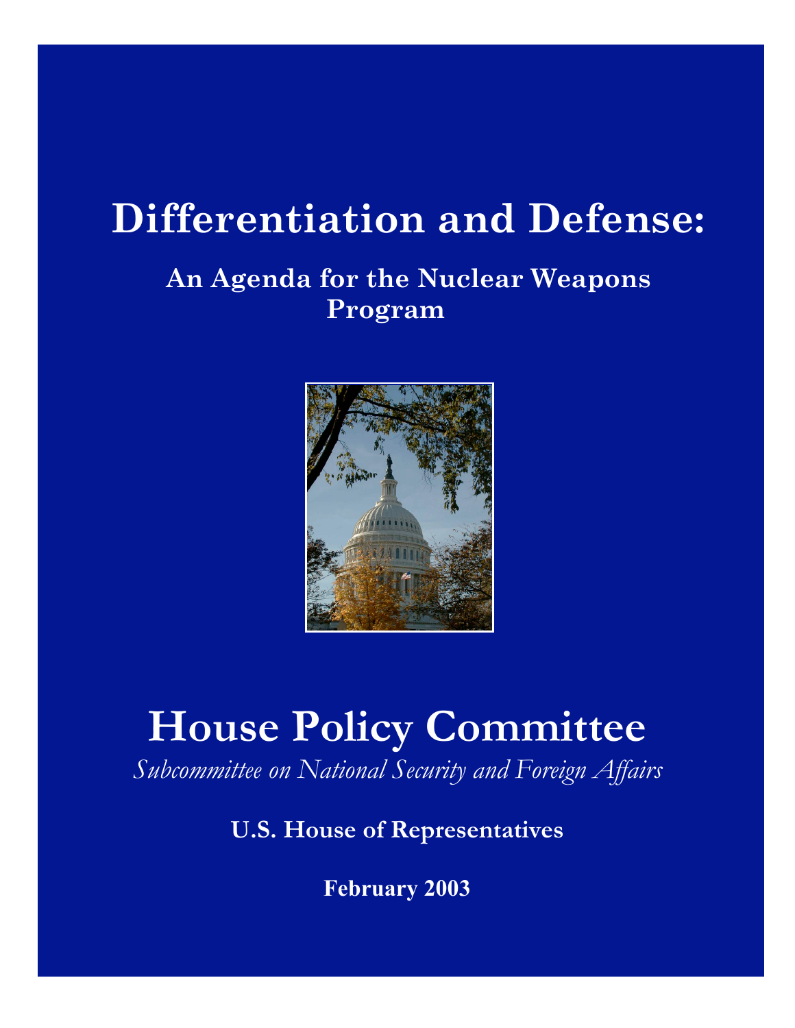# Differentiation and Defense:

## An Agenda for the Nuclear Weapons Program

# House Policy Committee

*Subcommittee on National Security and Foreign Affairs*

**U.S. House of Representatives**

**February 2003**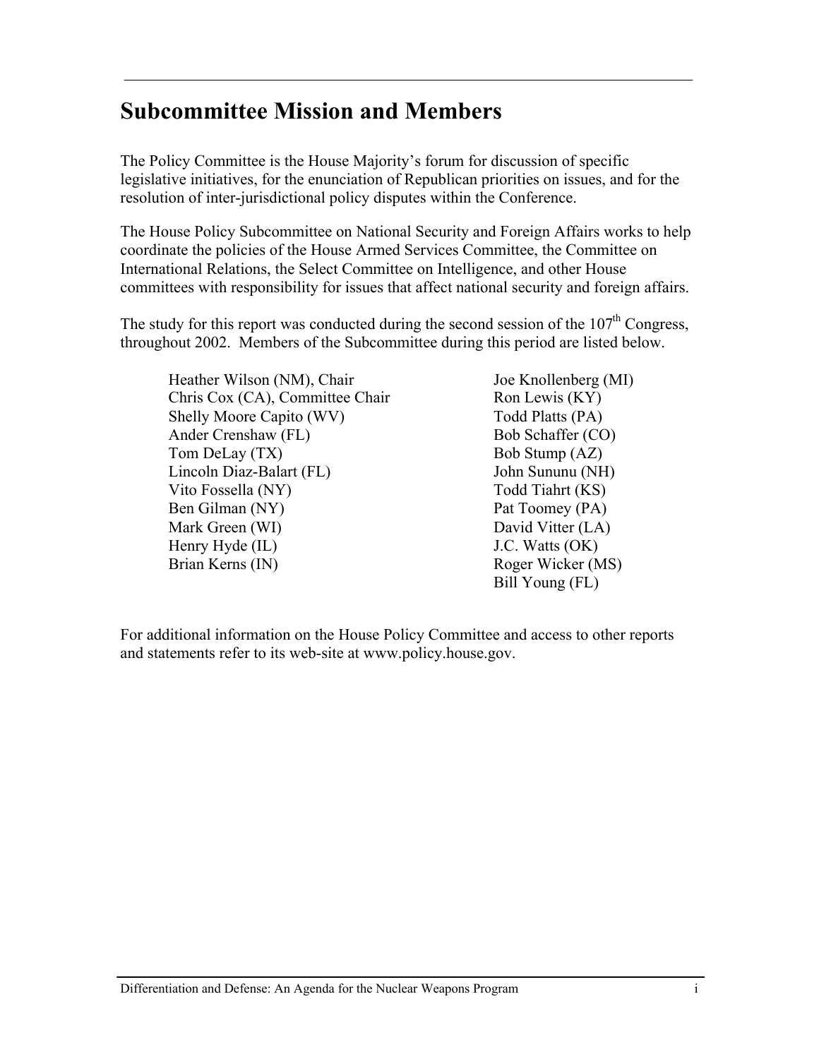## Subcommittee Mission and Members

The Policy Committee is the House Majority's forum for discussion of specific legislative initiatives, for the enunciation of Republican priorities on issues, and for the resolution of inter-jurisdictional policy disputes within the Conference.

The House Policy Subcommittee on National Security and Foreign Affairs works to help coordinate the policies of the House Armed Services Committee, the Committee on International Relations, the Select Committee on Intelligence, and other House committees with responsibility for issues that affect national security and foreign affairs.

The study for this report was conducted during the second session of the 107th Congress, throughout 2002. Members of the Subcommittee during this period are listed below.

Heather Wilson (NM), Chair
Chris Cox (CA), Committee Chair
Shelly Moore Capito (WV)
Ander Crenshaw (FL)
Tom DeLay (TX)
Lincoln Diaz-Balart (FL)
Vito Fossella (NY)
Ben Gilman (NY)
Mark Green (WI)
Henry Hyde (IL)
Brian Kerns (IN)
Joe Knollenberg (MI)
Ron Lewis (KY)
Todd Platts (PA)
Bob Schaffer (CO)
Bob Stump (AZ)
John Sununu (NH)
Todd Tiahrt (KS)
Pat Toomey (PA)
David Vitter (LA)
J.C. Watts (OK)
Roger Wicker (MS)
Bill Young (FL)

For additional information on the House Policy Committee and access to other reports and statements refer to its web-site at www.policy.house.gov.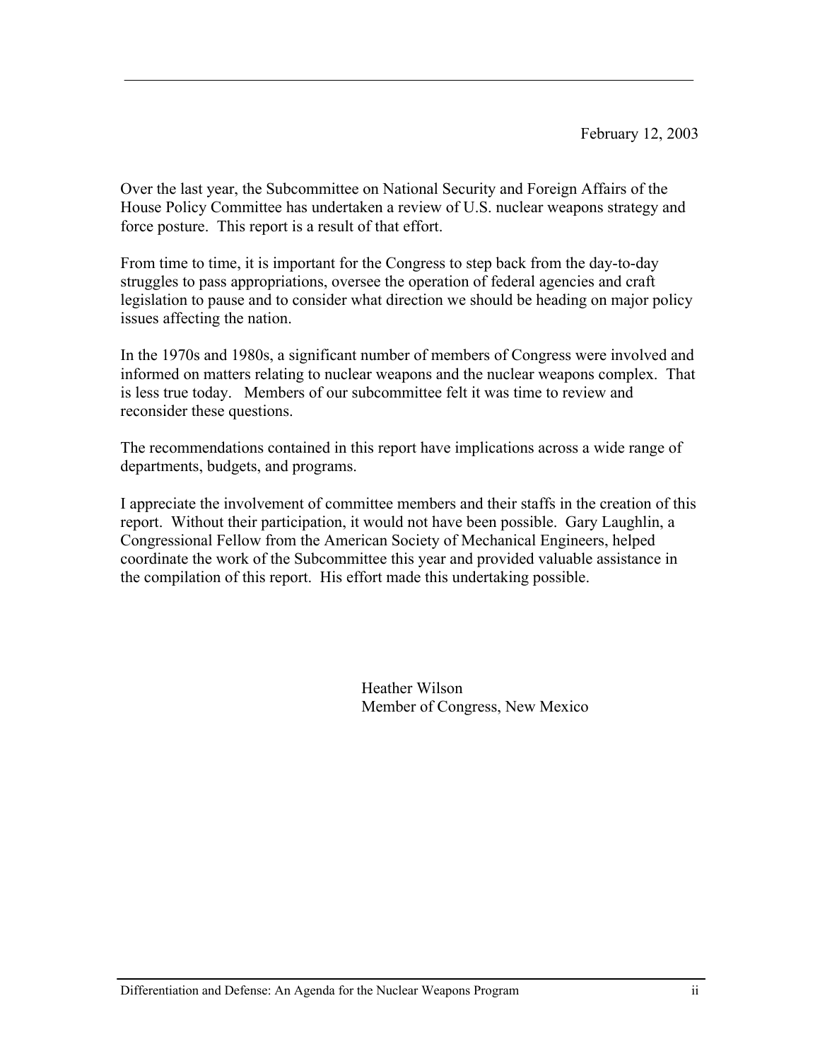February 12, 2003

Over the last year, the Subcommittee on National Security and Foreign Affairs of the House Policy Committee has undertaken a review of U.S. nuclear weapons strategy and force posture. This report is a result of that effort.

From time to time, it is important for the Congress to step back from the day-to-day struggles to pass appropriations, oversee the operation of federal agencies and craft legislation to pause and to consider what direction we should be heading on major policy issues affecting the nation.

In the 1970s and 1980s, a significant number of members of Congress were involved and informed on matters relating to nuclear weapons and the nuclear weapons complex. That is less true today. Members of our subcommittee felt it was time to review and reconsider these questions.

The recommendations contained in this report have implications across a wide range of departments, budgets, and programs.

I appreciate the involvement of committee members and their staffs in the creation of this report. Without their participation, it would not have been possible. Gary Laughlin, a Congressional Fellow from the American Society of Mechanical Engineers, helped coordinate the work of the Subcommittee this year and provided valuable assistance in the compilation of this report. His effort made this undertaking possible.

Heather Wilson
Member of Congress, New Mexico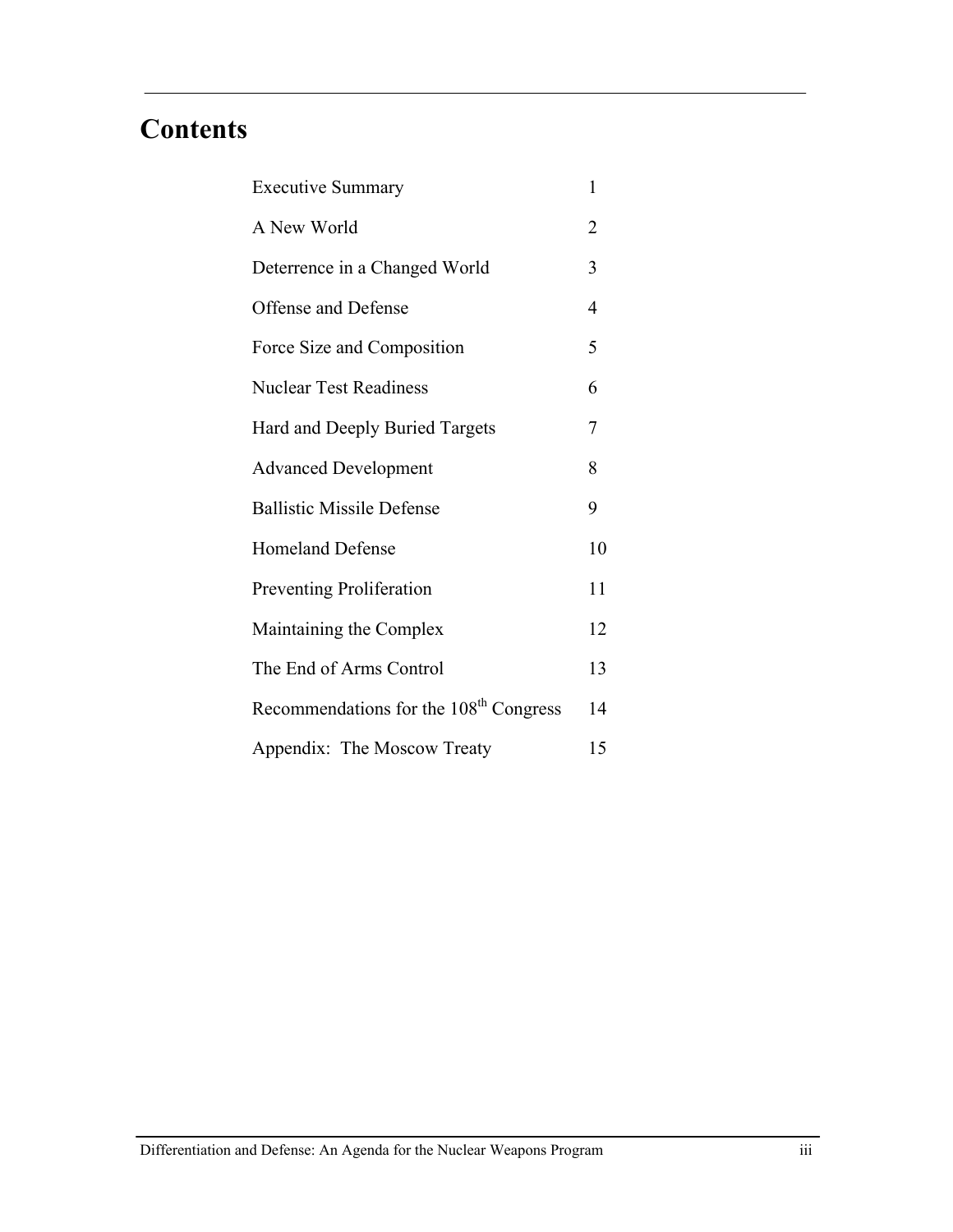# Contents

| | |
|---|---|
| Executive Summary | 1 |
| A New World | 2 |
| Deterrence in a Changed World | 3 |
| Offense and Defense | 4 |
| Force Size and Composition | 5 |
| Nuclear Test Readiness | 6 |
| Hard and Deeply Buried Targets | 7 |
| Advanced Development | 8 |
| Ballistic Missile Defense | 9 |
| Homeland Defense | 10 |
| Preventing Proliferation | 11 |
| Maintaining the Complex | 12 |
| The End of Arms Control | 13 |
| Recommendations for the 108th Congress | 14 |
| Appendix: The Moscow Treaty | 15 |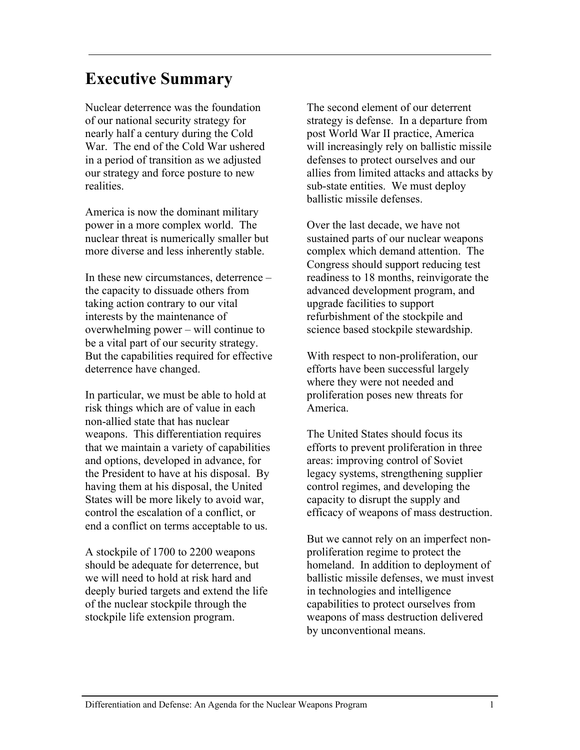# Executive Summary

Nuclear deterrence was the foundation of our national security strategy for nearly half a century during the Cold War. The end of the Cold War ushered in a period of transition as we adjusted our strategy and force posture to new realities.

America is now the dominant military power in a more complex world. The nuclear threat is numerically smaller but more diverse and less inherently stable.

In these new circumstances, deterrence – the capacity to dissuade others from taking action contrary to our vital interests by the maintenance of overwhelming power – will continue to be a vital part of our security strategy. But the capabilities required for effective deterrence have changed.

In particular, we must be able to hold at risk things which are of value in each non-allied state that has nuclear weapons. This differentiation requires that we maintain a variety of capabilities and options, developed in advance, for the President to have at his disposal. By having them at his disposal, the United States will be more likely to avoid war, control the escalation of a conflict, or end a conflict on terms acceptable to us.

A stockpile of 1700 to 2200 weapons should be adequate for deterrence, but we will need to hold at risk hard and deeply buried targets and extend the life of the nuclear stockpile through the stockpile life extension program.

The second element of our deterrent strategy is defense. In a departure from post World War II practice, America will increasingly rely on ballistic missile defenses to protect ourselves and our allies from limited attacks and attacks by sub-state entities. We must deploy ballistic missile defenses.

Over the last decade, we have not sustained parts of our nuclear weapons complex which demand attention. The Congress should support reducing test readiness to 18 months, reinvigorate the advanced development program, and upgrade facilities to support refurbishment of the stockpile and science based stockpile stewardship.

With respect to non-proliferation, our efforts have been successful largely where they were not needed and proliferation poses new threats for America.

The United States should focus its efforts to prevent proliferation in three areas: improving control of Soviet legacy systems, strengthening supplier control regimes, and developing the capacity to disrupt the supply and efficacy of weapons of mass destruction.

But we cannot rely on an imperfect non-proliferation regime to protect the homeland. In addition to deployment of ballistic missile defenses, we must invest in technologies and intelligence capabilities to protect ourselves from weapons of mass destruction delivered by unconventional means.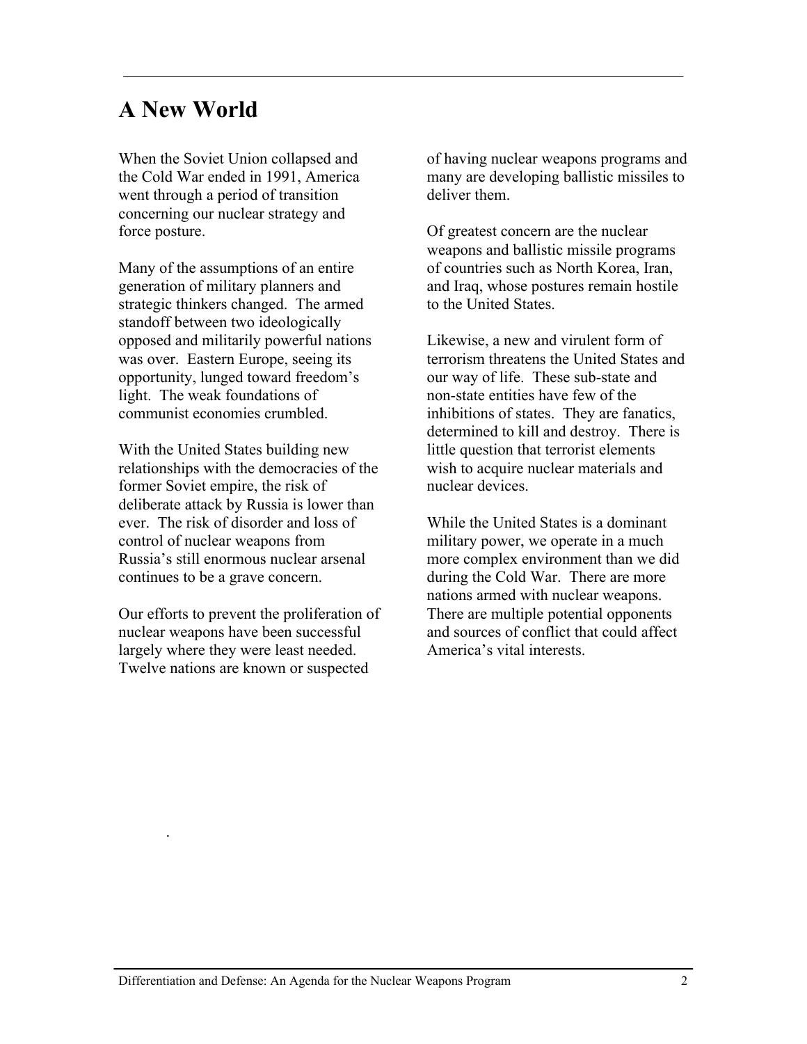## A New World

When the Soviet Union collapsed and the Cold War ended in 1991, America went through a period of transition concerning our nuclear strategy and force posture.

Many of the assumptions of an entire generation of military planners and strategic thinkers changed. The armed standoff between two ideologically opposed and militarily powerful nations was over. Eastern Europe, seeing its opportunity, lunged toward freedom's light. The weak foundations of communist economies crumbled.

With the United States building new relationships with the democracies of the former Soviet empire, the risk of deliberate attack by Russia is lower than ever. The risk of disorder and loss of control of nuclear weapons from Russia's still enormous nuclear arsenal continues to be a grave concern.

Our efforts to prevent the proliferation of nuclear weapons have been successful largely where they were least needed. Twelve nations are known or suspected of having nuclear weapons programs and many are developing ballistic missiles to deliver them.

Of greatest concern are the nuclear weapons and ballistic missile programs of countries such as North Korea, Iran, and Iraq, whose postures remain hostile to the United States.

Likewise, a new and virulent form of terrorism threatens the United States and our way of life. These sub-state and non-state entities have few of the inhibitions of states. They are fanatics, determined to kill and destroy. There is little question that terrorist elements wish to acquire nuclear materials and nuclear devices.

While the United States is a dominant military power, we operate in a much more complex environment than we did during the Cold War. There are more nations armed with nuclear weapons. There are multiple potential opponents and sources of conflict that could affect America's vital interests.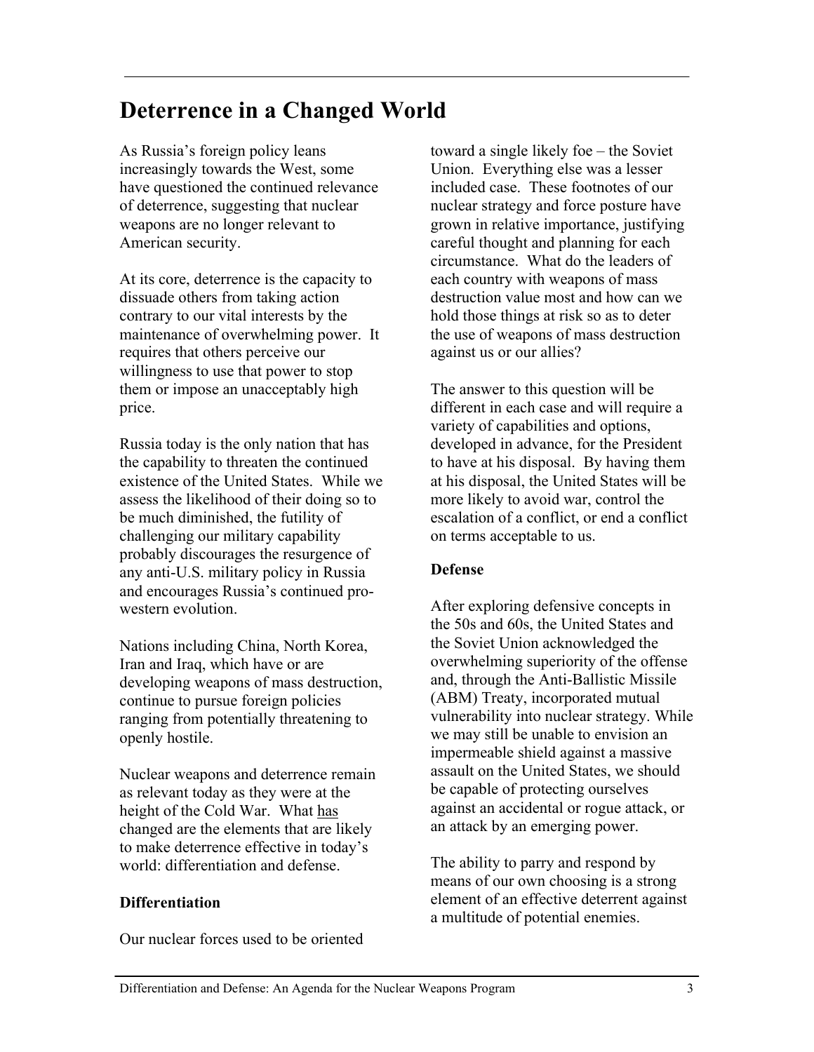# Deterrence in a Changed World

As Russia's foreign policy leans increasingly towards the West, some have questioned the continued relevance of deterrence, suggesting that nuclear weapons are no longer relevant to American security.

At its core, deterrence is the capacity to dissuade others from taking action contrary to our vital interests by the maintenance of overwhelming power. It requires that others perceive our willingness to use that power to stop them or impose an unacceptably high price.

Russia today is the only nation that has the capability to threaten the continued existence of the United States. While we assess the likelihood of their doing so to be much diminished, the futility of challenging our military capability probably discourages the resurgence of any anti-U.S. military policy in Russia and encourages Russia's continued pro-western evolution.

Nations including China, North Korea, Iran and Iraq, which have or are developing weapons of mass destruction, continue to pursue foreign policies ranging from potentially threatening to openly hostile.

Nuclear weapons and deterrence remain as relevant today as they were at the height of the Cold War. What has changed are the elements that are likely to make deterrence effective in today's world: differentiation and defense.

### Differentiation

Our nuclear forces used to be oriented toward a single likely foe – the Soviet Union. Everything else was a lesser included case. These footnotes of our nuclear strategy and force posture have grown in relative importance, justifying careful thought and planning for each circumstance. What do the leaders of each country with weapons of mass destruction value most and how can we hold those things at risk so as to deter the use of weapons of mass destruction against us or our allies?

The answer to this question will be different in each case and will require a variety of capabilities and options, developed in advance, for the President to have at his disposal. By having them at his disposal, the United States will be more likely to avoid war, control the escalation of a conflict, or end a conflict on terms acceptable to us.

### Defense

After exploring defensive concepts in the 50s and 60s, the United States and the Soviet Union acknowledged the overwhelming superiority of the offense and, through the Anti-Ballistic Missile (ABM) Treaty, incorporated mutual vulnerability into nuclear strategy. While we may still be unable to envision an impermeable shield against a massive assault on the United States, we should be capable of protecting ourselves against an accidental or rogue attack, or an attack by an emerging power.

The ability to parry and respond by means of our own choosing is a strong element of an effective deterrent against a multitude of potential enemies.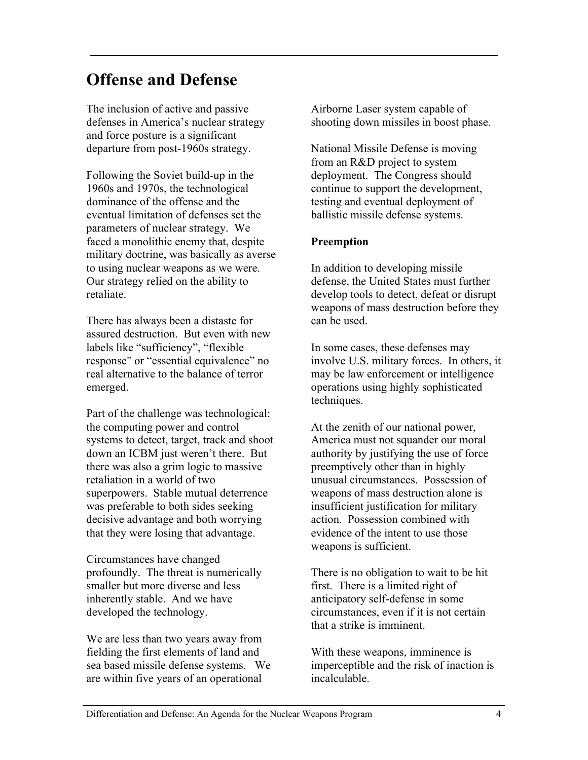## Offense and Defense

The inclusion of active and passive defenses in America's nuclear strategy and force posture is a significant departure from post-1960s strategy.

Following the Soviet build-up in the 1960s and 1970s, the technological dominance of the offense and the eventual limitation of defenses set the parameters of nuclear strategy. We faced a monolithic enemy that, despite military doctrine, was basically as averse to using nuclear weapons as we were. Our strategy relied on the ability to retaliate.

There has always been a distaste for assured destruction. But even with new labels like "sufficiency", "flexible response" or "essential equivalence" no real alternative to the balance of terror emerged.

Part of the challenge was technological: the computing power and control systems to detect, target, track and shoot down an ICBM just weren't there. But there was also a grim logic to massive retaliation in a world of two superpowers. Stable mutual deterrence was preferable to both sides seeking decisive advantage and both worrying that they were losing that advantage.

Circumstances have changed profoundly. The threat is numerically smaller but more diverse and less inherently stable. And we have developed the technology.

We are less than two years away from fielding the first elements of land and sea based missile defense systems. We are within five years of an operational Airborne Laser system capable of shooting down missiles in boost phase.

National Missile Defense is moving from an R&D project to system deployment. The Congress should continue to support the development, testing and eventual deployment of ballistic missile defense systems.

**Preemption**

In addition to developing missile defense, the United States must further develop tools to detect, defeat or disrupt weapons of mass destruction before they can be used.

In some cases, these defenses may involve U.S. military forces. In others, it may be law enforcement or intelligence operations using highly sophisticated techniques.

At the zenith of our national power, America must not squander our moral authority by justifying the use of force preemptively other than in highly unusual circumstances. Possession of weapons of mass destruction alone is insufficient justification for military action. Possession combined with evidence of the intent to use those weapons is sufficient.

There is no obligation to wait to be hit first. There is a limited right of anticipatory self-defense in some circumstances, even if it is not certain that a strike is imminent.

With these weapons, imminence is imperceptible and the risk of inaction is incalculable.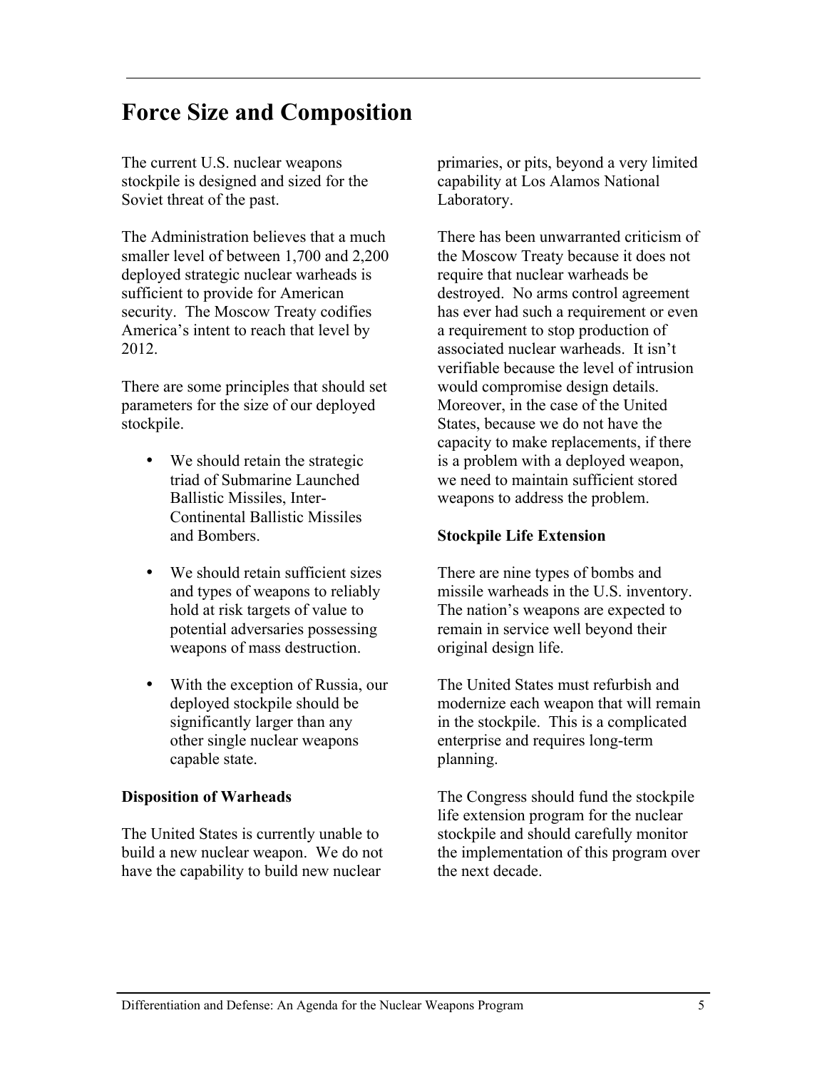## Force Size and Composition

The current U.S. nuclear weapons stockpile is designed and sized for the Soviet threat of the past.

The Administration believes that a much smaller level of between 1,700 and 2,200 deployed strategic nuclear warheads is sufficient to provide for American security. The Moscow Treaty codifies America's intent to reach that level by 2012.

There are some principles that should set parameters for the size of our deployed stockpile.

- We should retain the strategic triad of Submarine Launched Ballistic Missiles, Inter-Continental Ballistic Missiles and Bombers.
- We should retain sufficient sizes and types of weapons to reliably hold at risk targets of value to potential adversaries possessing weapons of mass destruction.
- With the exception of Russia, our deployed stockpile should be significantly larger than any other single nuclear weapons capable state.

### Disposition of Warheads

The United States is currently unable to build a new nuclear weapon. We do not have the capability to build new nuclear primaries, or pits, beyond a very limited capability at Los Alamos National Laboratory.

There has been unwarranted criticism of the Moscow Treaty because it does not require that nuclear warheads be destroyed. No arms control agreement has ever had such a requirement or even a requirement to stop production of associated nuclear warheads. It isn't verifiable because the level of intrusion would compromise design details. Moreover, in the case of the United States, because we do not have the capacity to make replacements, if there is a problem with a deployed weapon, we need to maintain sufficient stored weapons to address the problem.

### Stockpile Life Extension

There are nine types of bombs and missile warheads in the U.S. inventory. The nation's weapons are expected to remain in service well beyond their original design life.

The United States must refurbish and modernize each weapon that will remain in the stockpile. This is a complicated enterprise and requires long-term planning.

The Congress should fund the stockpile life extension program for the nuclear stockpile and should carefully monitor the implementation of this program over the next decade.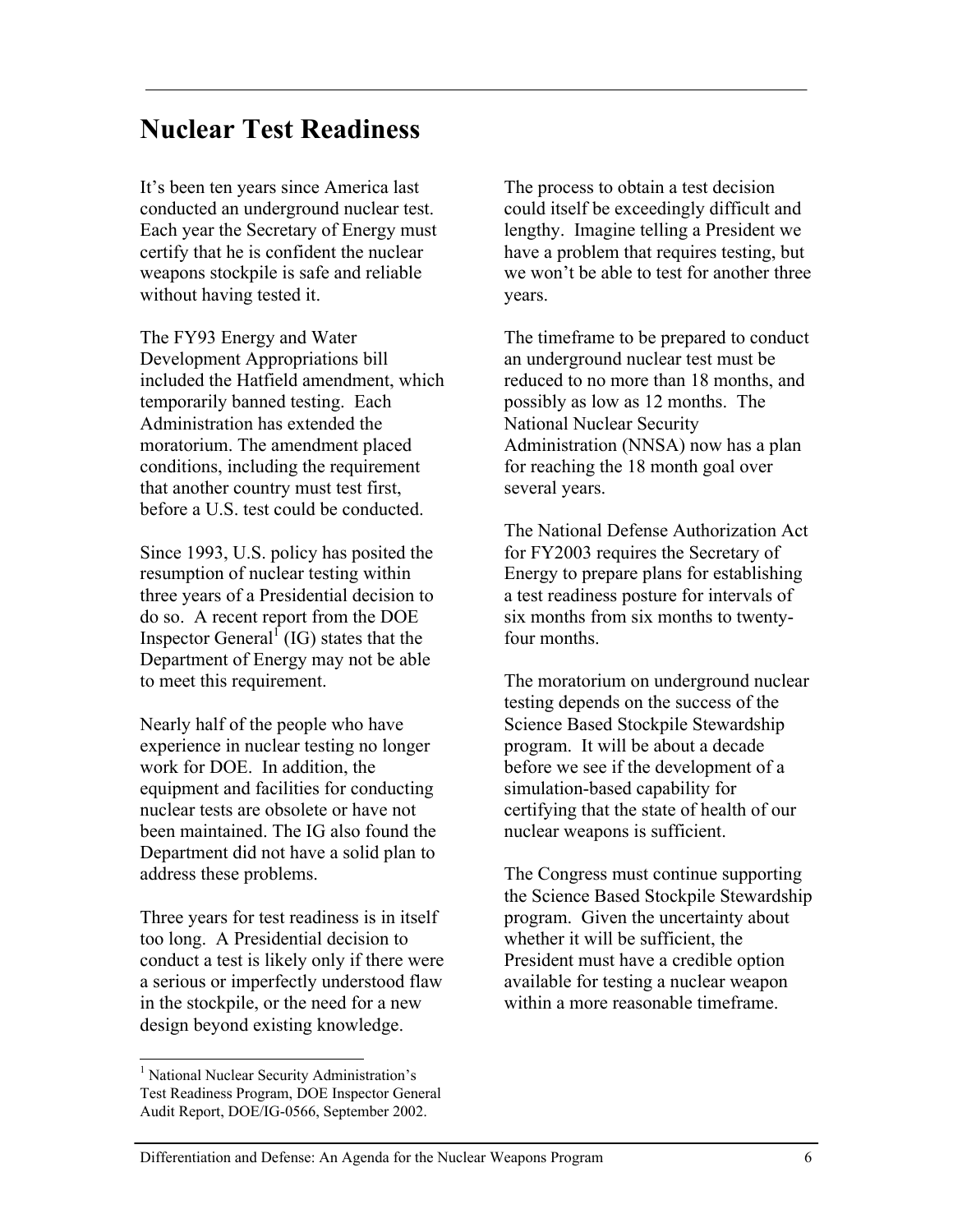# Nuclear Test Readiness

It's been ten years since America last conducted an underground nuclear test. Each year the Secretary of Energy must certify that he is confident the nuclear weapons stockpile is safe and reliable without having tested it.

The FY93 Energy and Water Development Appropriations bill included the Hatfield amendment, which temporarily banned testing. Each Administration has extended the moratorium. The amendment placed conditions, including the requirement that another country must test first, before a U.S. test could be conducted.

Since 1993, U.S. policy has posited the resumption of nuclear testing within three years of a Presidential decision to do so. A recent report from the DOE Inspector General[1] (IG) states that the Department of Energy may not be able to meet this requirement.

Nearly half of the people who have experience in nuclear testing no longer work for DOE. In addition, the equipment and facilities for conducting nuclear tests are obsolete or have not been maintained. The IG also found the Department did not have a solid plan to address these problems.

Three years for test readiness is in itself too long. A Presidential decision to conduct a test is likely only if there were a serious or imperfectly understood flaw in the stockpile, or the need for a new design beyond existing knowledge.

The process to obtain a test decision could itself be exceedingly difficult and lengthy. Imagine telling a President we have a problem that requires testing, but we won't be able to test for another three years.

The timeframe to be prepared to conduct an underground nuclear test must be reduced to no more than 18 months, and possibly as low as 12 months. The National Nuclear Security Administration (NNSA) now has a plan for reaching the 18 month goal over several years.

The National Defense Authorization Act for FY2003 requires the Secretary of Energy to prepare plans for establishing a test readiness posture for intervals of six months from six months to twenty-four months.

The moratorium on underground nuclear testing depends on the success of the Science Based Stockpile Stewardship program. It will be about a decade before we see if the development of a simulation-based capability for certifying that the state of health of our nuclear weapons is sufficient.

The Congress must continue supporting the Science Based Stockpile Stewardship program. Given the uncertainty about whether it will be sufficient, the President must have a credible option available for testing a nuclear weapon within a more reasonable timeframe.

---

[1] National Nuclear Security Administration's Test Readiness Program, DOE Inspector General Audit Report, DOE/IG-0566, September 2002.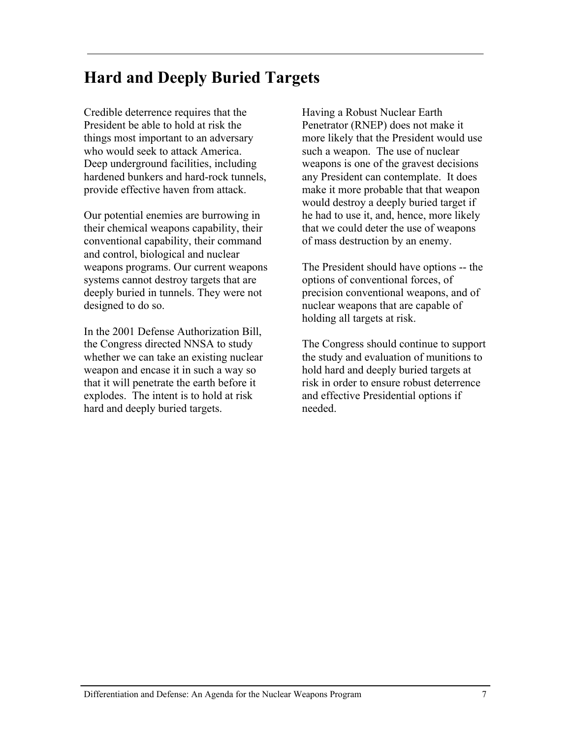## Hard and Deeply Buried Targets

Credible deterrence requires that the President be able to hold at risk the things most important to an adversary who would seek to attack America. Deep underground facilities, including hardened bunkers and hard-rock tunnels, provide effective haven from attack.

Our potential enemies are burrowing in their chemical weapons capability, their conventional capability, their command and control, biological and nuclear weapons programs. Our current weapons systems cannot destroy targets that are deeply buried in tunnels. They were not designed to do so.

In the 2001 Defense Authorization Bill, the Congress directed NNSA to study whether we can take an existing nuclear weapon and encase it in such a way so that it will penetrate the earth before it explodes. The intent is to hold at risk hard and deeply buried targets.

Having a Robust Nuclear Earth Penetrator (RNEP) does not make it more likely that the President would use such a weapon. The use of nuclear weapons is one of the gravest decisions any President can contemplate. It does make it more probable that that weapon would destroy a deeply buried target if he had to use it, and, hence, more likely that we could deter the use of weapons of mass destruction by an enemy.

The President should have options -- the options of conventional forces, of precision conventional weapons, and of nuclear weapons that are capable of holding all targets at risk.

The Congress should continue to support the study and evaluation of munitions to hold hard and deeply buried targets at risk in order to ensure robust deterrence and effective Presidential options if needed.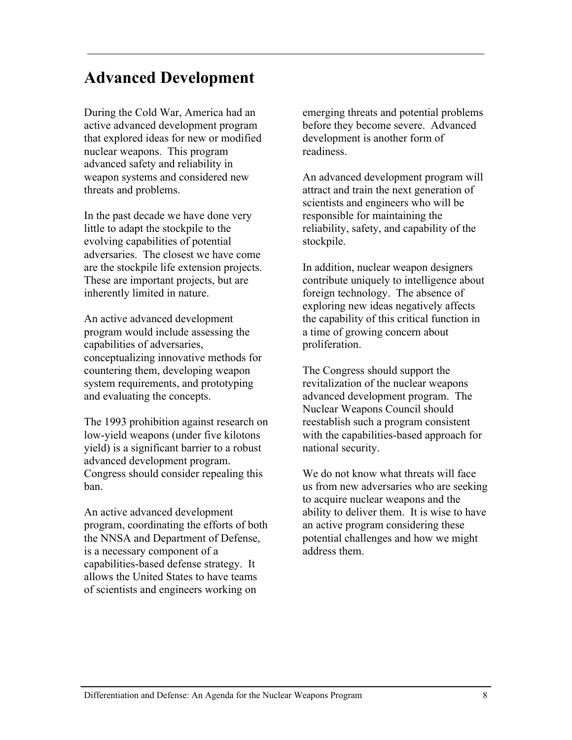## Advanced Development

During the Cold War, America had an active advanced development program that explored ideas for new or modified nuclear weapons. This program advanced safety and reliability in weapon systems and considered new threats and problems.

In the past decade we have done very little to adapt the stockpile to the evolving capabilities of potential adversaries. The closest we have come are the stockpile life extension projects. These are important projects, but are inherently limited in nature.

An active advanced development program would include assessing the capabilities of adversaries, conceptualizing innovative methods for countering them, developing weapon system requirements, and prototyping and evaluating the concepts.

The 1993 prohibition against research on low-yield weapons (under five kilotons yield) is a significant barrier to a robust advanced development program. Congress should consider repealing this ban.

An active advanced development program, coordinating the efforts of both the NNSA and Department of Defense, is a necessary component of a capabilities-based defense strategy. It allows the United States to have teams of scientists and engineers working on emerging threats and potential problems before they become severe. Advanced development is another form of readiness.

An advanced development program will attract and train the next generation of scientists and engineers who will be responsible for maintaining the reliability, safety, and capability of the stockpile.

In addition, nuclear weapon designers contribute uniquely to intelligence about foreign technology. The absence of exploring new ideas negatively affects the capability of this critical function in a time of growing concern about proliferation.

The Congress should support the revitalization of the nuclear weapons advanced development program. The Nuclear Weapons Council should reestablish such a program consistent with the capabilities-based approach for national security.

We do not know what threats will face us from new adversaries who are seeking to acquire nuclear weapons and the ability to deliver them. It is wise to have an active program considering these potential challenges and how we might address them.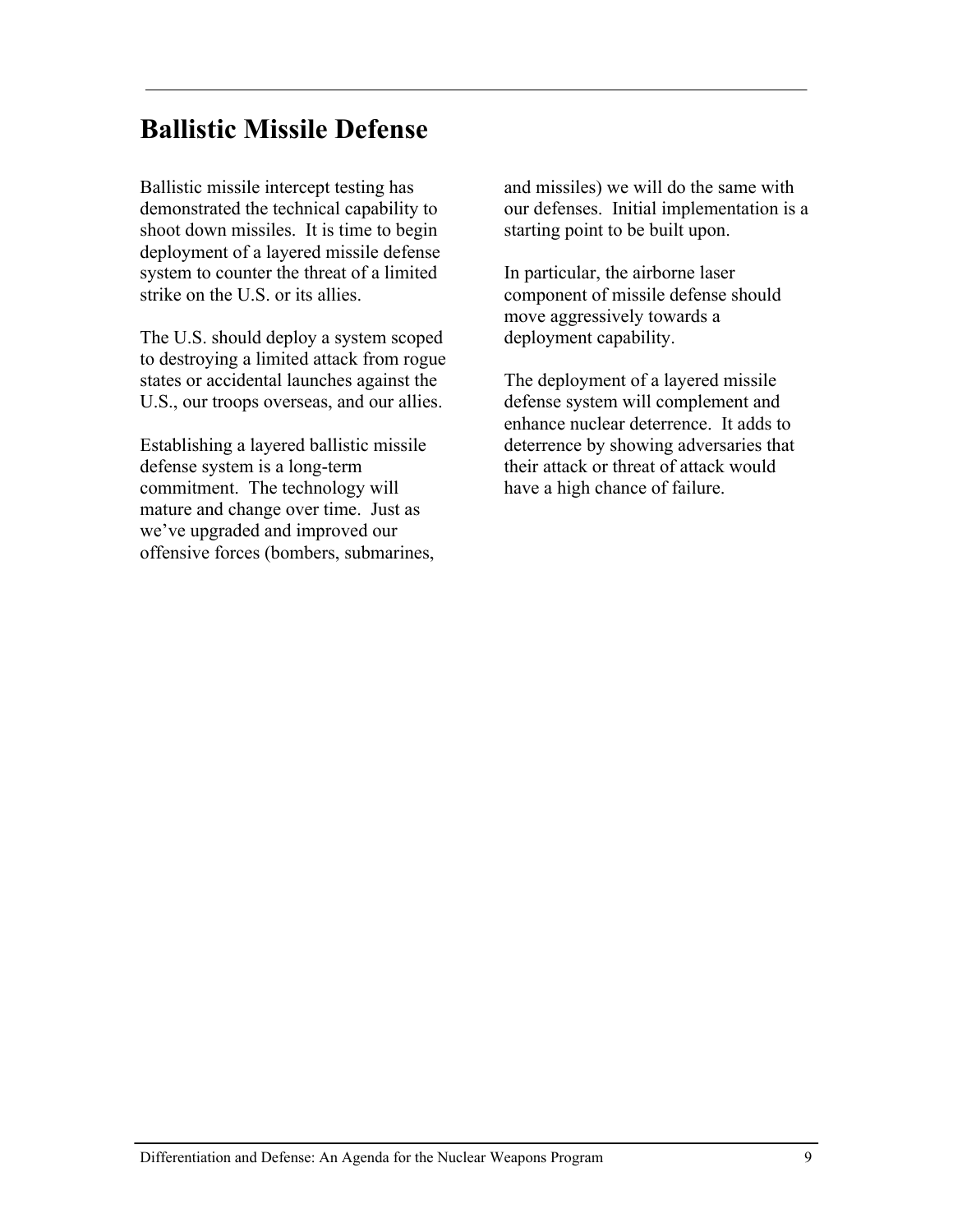## Ballistic Missile Defense

Ballistic missile intercept testing has demonstrated the technical capability to shoot down missiles. It is time to begin deployment of a layered missile defense system to counter the threat of a limited strike on the U.S. or its allies.

The U.S. should deploy a system scoped to destroying a limited attack from rogue states or accidental launches against the U.S., our troops overseas, and our allies.

Establishing a layered ballistic missile defense system is a long-term commitment. The technology will mature and change over time. Just as we've upgraded and improved our offensive forces (bombers, submarines, and missiles) we will do the same with our defenses. Initial implementation is a starting point to be built upon.

In particular, the airborne laser component of missile defense should move aggressively towards a deployment capability.

The deployment of a layered missile defense system will complement and enhance nuclear deterrence. It adds to deterrence by showing adversaries that their attack or threat of attack would have a high chance of failure.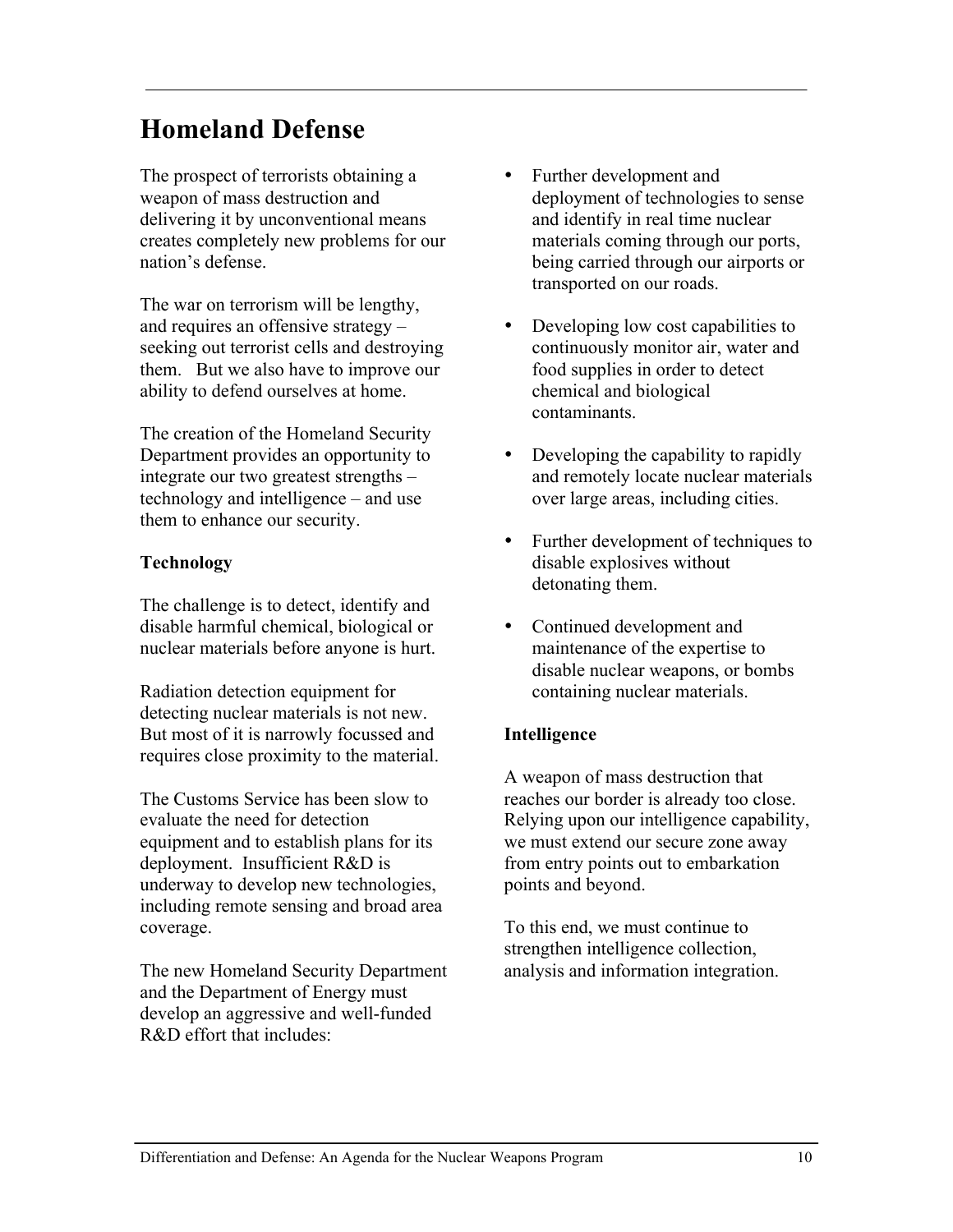# Homeland Defense

The prospect of terrorists obtaining a weapon of mass destruction and delivering it by unconventional means creates completely new problems for our nation's defense.

The war on terrorism will be lengthy, and requires an offensive strategy – seeking out terrorist cells and destroying them. But we also have to improve our ability to defend ourselves at home.

The creation of the Homeland Security Department provides an opportunity to integrate our two greatest strengths – technology and intelligence – and use them to enhance our security.

**Technology**

The challenge is to detect, identify and disable harmful chemical, biological or nuclear materials before anyone is hurt.

Radiation detection equipment for detecting nuclear materials is not new. But most of it is narrowly focussed and requires close proximity to the material.

The Customs Service has been slow to evaluate the need for detection equipment and to establish plans for its deployment. Insufficient R&D is underway to develop new technologies, including remote sensing and broad area coverage.

The new Homeland Security Department and the Department of Energy must develop an aggressive and well-funded R&D effort that includes:

- Further development and deployment of technologies to sense and identify in real time nuclear materials coming through our ports, being carried through our airports or transported on our roads.
- Developing low cost capabilities to continuously monitor air, water and food supplies in order to detect chemical and biological contaminants.
- Developing the capability to rapidly and remotely locate nuclear materials over large areas, including cities.
- Further development of techniques to disable explosives without detonating them.
- Continued development and maintenance of the expertise to disable nuclear weapons, or bombs containing nuclear materials.

**Intelligence**

A weapon of mass destruction that reaches our border is already too close. Relying upon our intelligence capability, we must extend our secure zone away from entry points out to embarkation points and beyond.

To this end, we must continue to strengthen intelligence collection, analysis and information integration.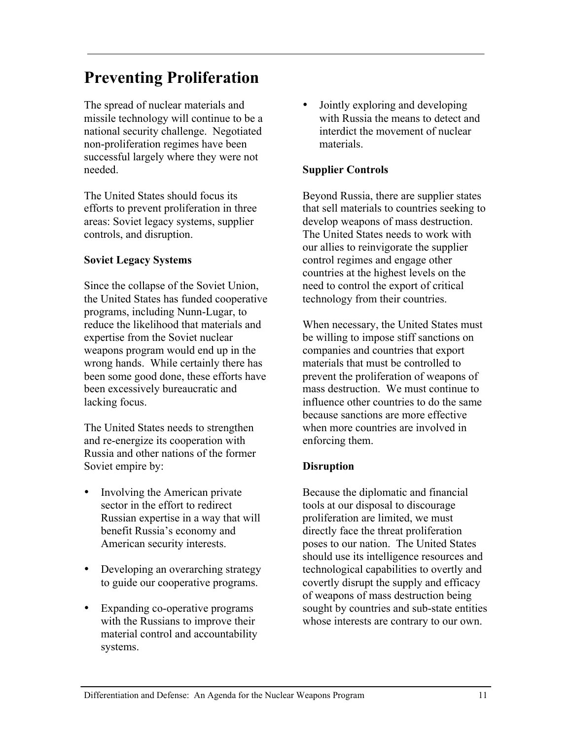## Preventing Proliferation

The spread of nuclear materials and missile technology will continue to be a national security challenge. Negotiated non-proliferation regimes have been successful largely where they were not needed.

The United States should focus its efforts to prevent proliferation in three areas: Soviet legacy systems, supplier controls, and disruption.

**Soviet Legacy Systems**

Since the collapse of the Soviet Union, the United States has funded cooperative programs, including Nunn-Lugar, to reduce the likelihood that materials and expertise from the Soviet nuclear weapons program would end up in the wrong hands. While certainly there has been some good done, these efforts have been excessively bureaucratic and lacking focus.

The United States needs to strengthen and re-energize its cooperation with Russia and other nations of the former Soviet empire by:

- Involving the American private sector in the effort to redirect Russian expertise in a way that will benefit Russia's economy and American security interests.
- Developing an overarching strategy to guide our cooperative programs.
- Expanding co-operative programs with the Russians to improve their material control and accountability systems.
- Jointly exploring and developing with Russia the means to detect and interdict the movement of nuclear materials.

**Supplier Controls**

Beyond Russia, there are supplier states that sell materials to countries seeking to develop weapons of mass destruction. The United States needs to work with our allies to reinvigorate the supplier control regimes and engage other countries at the highest levels on the need to control the export of critical technology from their countries.

When necessary, the United States must be willing to impose stiff sanctions on companies and countries that export materials that must be controlled to prevent the proliferation of weapons of mass destruction. We must continue to influence other countries to do the same because sanctions are more effective when more countries are involved in enforcing them.

**Disruption**

Because the diplomatic and financial tools at our disposal to discourage proliferation are limited, we must directly face the threat proliferation poses to our nation. The United States should use its intelligence resources and technological capabilities to overtly and covertly disrupt the supply and efficacy of weapons of mass destruction being sought by countries and sub-state entities whose interests are contrary to our own.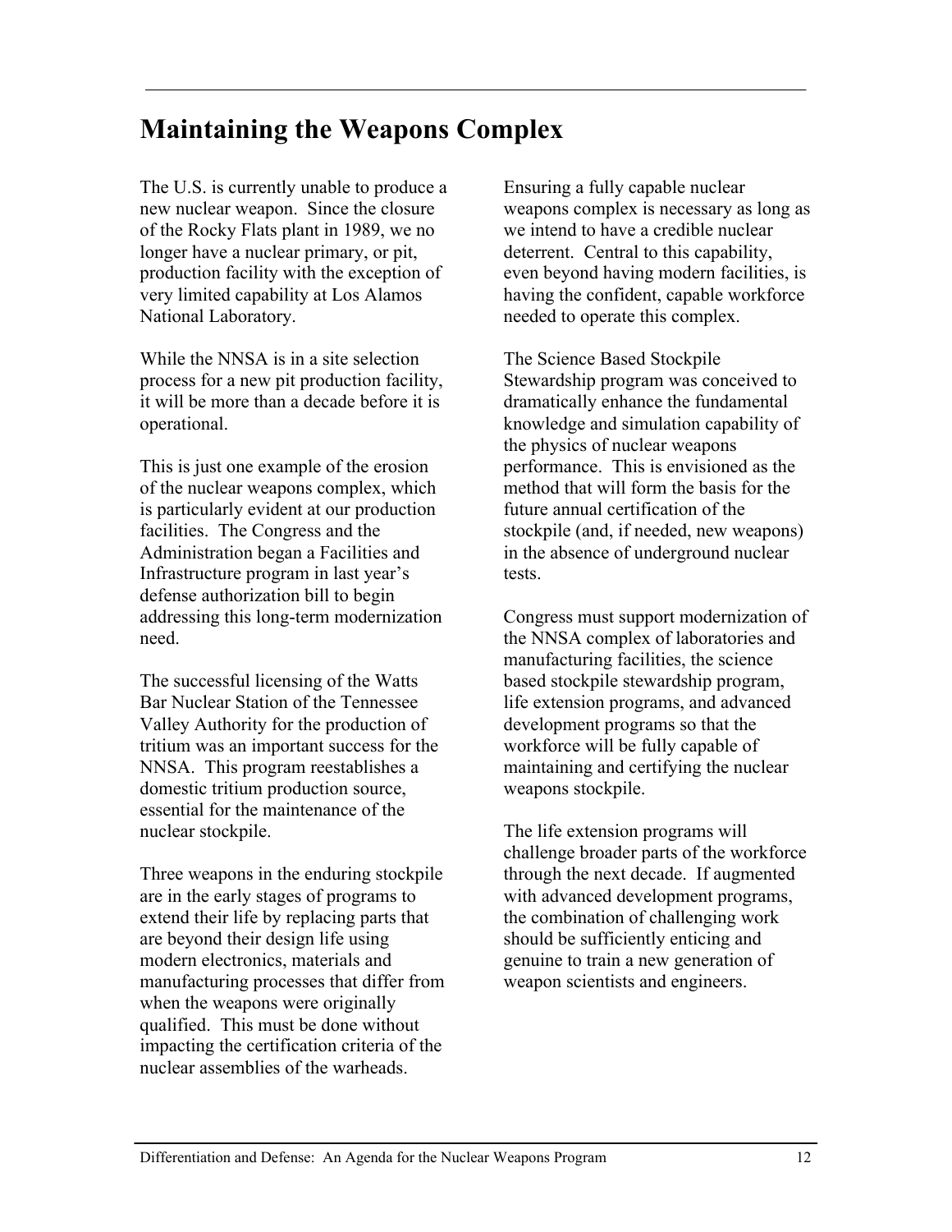# Maintaining the Weapons Complex

The U.S. is currently unable to produce a new nuclear weapon. Since the closure of the Rocky Flats plant in 1989, we no longer have a nuclear primary, or pit, production facility with the exception of very limited capability at Los Alamos National Laboratory.

While the NNSA is in a site selection process for a new pit production facility, it will be more than a decade before it is operational.

This is just one example of the erosion of the nuclear weapons complex, which is particularly evident at our production facilities. The Congress and the Administration began a Facilities and Infrastructure program in last year's defense authorization bill to begin addressing this long-term modernization need.

The successful licensing of the Watts Bar Nuclear Station of the Tennessee Valley Authority for the production of tritium was an important success for the NNSA. This program reestablishes a domestic tritium production source, essential for the maintenance of the nuclear stockpile.

Three weapons in the enduring stockpile are in the early stages of programs to extend their life by replacing parts that are beyond their design life using modern electronics, materials and manufacturing processes that differ from when the weapons were originally qualified. This must be done without impacting the certification criteria of the nuclear assemblies of the warheads.

Ensuring a fully capable nuclear weapons complex is necessary as long as we intend to have a credible nuclear deterrent. Central to this capability, even beyond having modern facilities, is having the confident, capable workforce needed to operate this complex.

The Science Based Stockpile Stewardship program was conceived to dramatically enhance the fundamental knowledge and simulation capability of the physics of nuclear weapons performance. This is envisioned as the method that will form the basis for the future annual certification of the stockpile (and, if needed, new weapons) in the absence of underground nuclear tests.

Congress must support modernization of the NNSA complex of laboratories and manufacturing facilities, the science based stockpile stewardship program, life extension programs, and advanced development programs so that the workforce will be fully capable of maintaining and certifying the nuclear weapons stockpile.

The life extension programs will challenge broader parts of the workforce through the next decade. If augmented with advanced development programs, the combination of challenging work should be sufficiently enticing and genuine to train a new generation of weapon scientists and engineers.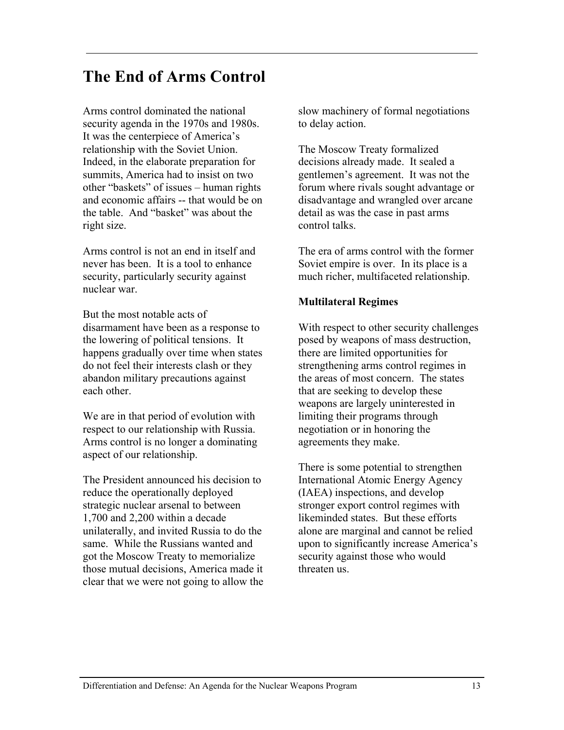# The End of Arms Control

Arms control dominated the national security agenda in the 1970s and 1980s. It was the centerpiece of America's relationship with the Soviet Union. Indeed, in the elaborate preparation for summits, America had to insist on two other "baskets" of issues – human rights and economic affairs -- that would be on the table. And "basket" was about the right size.

Arms control is not an end in itself and never has been. It is a tool to enhance security, particularly security against nuclear war.

But the most notable acts of disarmament have been as a response to the lowering of political tensions. It happens gradually over time when states do not feel their interests clash or they abandon military precautions against each other.

We are in that period of evolution with respect to our relationship with Russia. Arms control is no longer a dominating aspect of our relationship.

The President announced his decision to reduce the operationally deployed strategic nuclear arsenal to between 1,700 and 2,200 within a decade unilaterally, and invited Russia to do the same. While the Russians wanted and got the Moscow Treaty to memorialize those mutual decisions, America made it clear that we were not going to allow the slow machinery of formal negotiations to delay action.

The Moscow Treaty formalized decisions already made. It sealed a gentlemen's agreement. It was not the forum where rivals sought advantage or disadvantage and wrangled over arcane detail as was the case in past arms control talks.

The era of arms control with the former Soviet empire is over. In its place is a much richer, multifaceted relationship.

**Multilateral Regimes**

With respect to other security challenges posed by weapons of mass destruction, there are limited opportunities for strengthening arms control regimes in the areas of most concern. The states that are seeking to develop these weapons are largely uninterested in limiting their programs through negotiation or in honoring the agreements they make.

There is some potential to strengthen International Atomic Energy Agency (IAEA) inspections, and develop stronger export control regimes with likeminded states. But these efforts alone are marginal and cannot be relied upon to significantly increase America's security against those who would threaten us.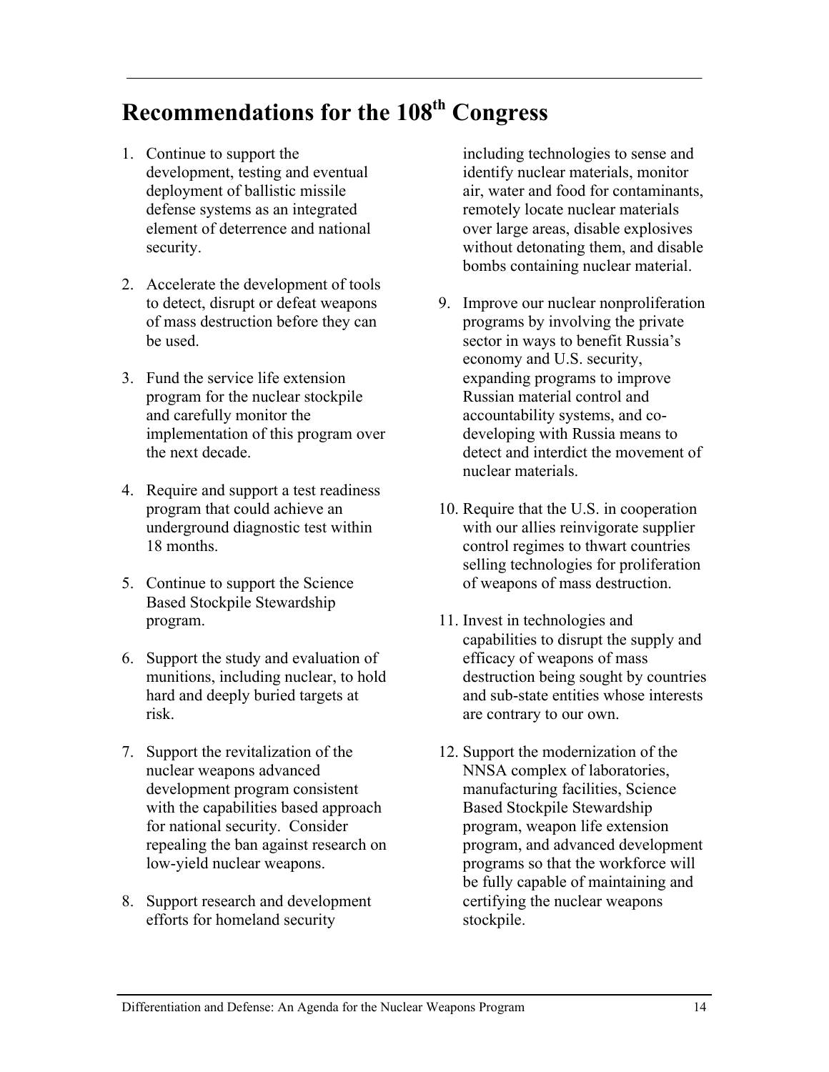## Recommendations for the 108th Congress

1. Continue to support the development, testing and eventual deployment of ballistic missile defense systems as an integrated element of deterrence and national security.

2. Accelerate the development of tools to detect, disrupt or defeat weapons of mass destruction before they can be used.

3. Fund the service life extension program for the nuclear stockpile and carefully monitor the implementation of this program over the next decade.

4. Require and support a test readiness program that could achieve an underground diagnostic test within 18 months.

5. Continue to support the Science Based Stockpile Stewardship program.

6. Support the study and evaluation of munitions, including nuclear, to hold hard and deeply buried targets at risk.

7. Support the revitalization of the nuclear weapons advanced development program consistent with the capabilities based approach for national security. Consider repealing the ban against research on low-yield nuclear weapons.

8. Support research and development efforts for homeland security including technologies to sense and identify nuclear materials, monitor air, water and food for contaminants, remotely locate nuclear materials over large areas, disable explosives without detonating them, and disable bombs containing nuclear material.

9. Improve our nuclear nonproliferation programs by involving the private sector in ways to benefit Russia's economy and U.S. security, expanding programs to improve Russian material control and accountability systems, and co-developing with Russia means to detect and interdict the movement of nuclear materials.

10. Require that the U.S. in cooperation with our allies reinvigorate supplier control regimes to thwart countries selling technologies for proliferation of weapons of mass destruction.

11. Invest in technologies and capabilities to disrupt the supply and efficacy of weapons of mass destruction being sought by countries and sub-state entities whose interests are contrary to our own.

12. Support the modernization of the NNSA complex of laboratories, manufacturing facilities, Science Based Stockpile Stewardship program, weapon life extension program, and advanced development programs so that the workforce will be fully capable of maintaining and certifying the nuclear weapons stockpile.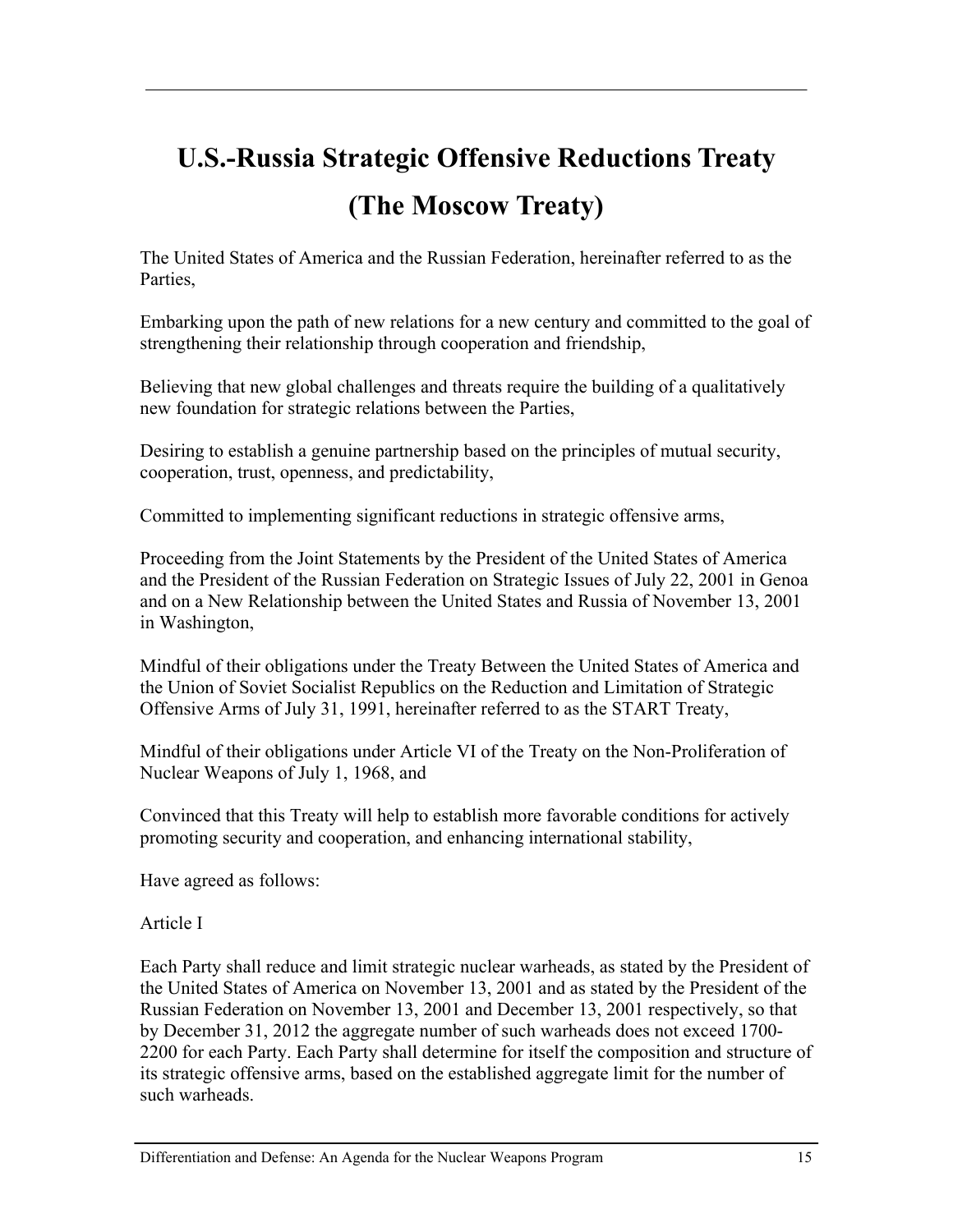# U.S.-Russia Strategic Offensive Reductions Treaty

# (The Moscow Treaty)

The United States of America and the Russian Federation, hereinafter referred to as the Parties,

Embarking upon the path of new relations for a new century and committed to the goal of strengthening their relationship through cooperation and friendship,

Believing that new global challenges and threats require the building of a qualitatively new foundation for strategic relations between the Parties,

Desiring to establish a genuine partnership based on the principles of mutual security, cooperation, trust, openness, and predictability,

Committed to implementing significant reductions in strategic offensive arms,

Proceeding from the Joint Statements by the President of the United States of America and the President of the Russian Federation on Strategic Issues of July 22, 2001 in Genoa and on a New Relationship between the United States and Russia of November 13, 2001 in Washington,

Mindful of their obligations under the Treaty Between the United States of America and the Union of Soviet Socialist Republics on the Reduction and Limitation of Strategic Offensive Arms of July 31, 1991, hereinafter referred to as the START Treaty,

Mindful of their obligations under Article VI of the Treaty on the Non-Proliferation of Nuclear Weapons of July 1, 1968, and

Convinced that this Treaty will help to establish more favorable conditions for actively promoting security and cooperation, and enhancing international stability,

Have agreed as follows:

Article I

Each Party shall reduce and limit strategic nuclear warheads, as stated by the President of the United States of America on November 13, 2001 and as stated by the President of the Russian Federation on November 13, 2001 and December 13, 2001 respectively, so that by December 31, 2012 the aggregate number of such warheads does not exceed 1700-2200 for each Party. Each Party shall determine for itself the composition and structure of its strategic offensive arms, based on the established aggregate limit for the number of such warheads.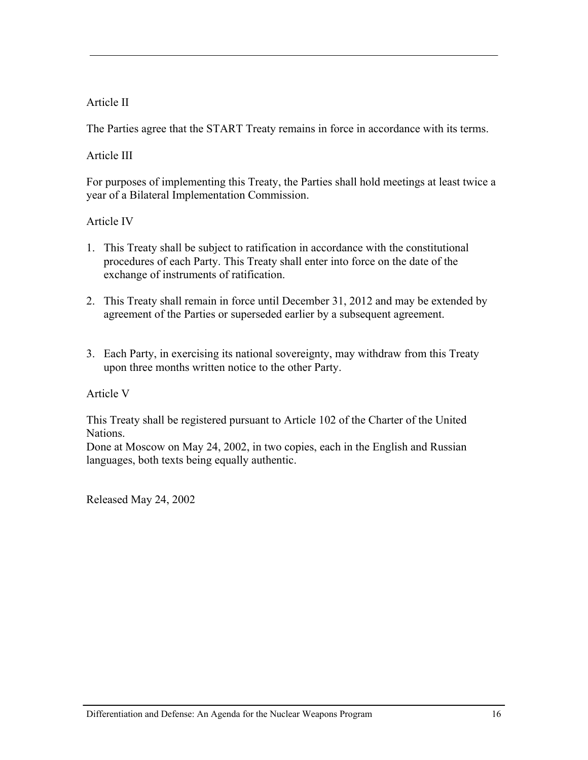Article II

The Parties agree that the START Treaty remains in force in accordance with its terms.

Article III

For purposes of implementing this Treaty, the Parties shall hold meetings at least twice a year of a Bilateral Implementation Commission.

Article IV

1. This Treaty shall be subject to ratification in accordance with the constitutional procedures of each Party. This Treaty shall enter into force on the date of the exchange of instruments of ratification.

2. This Treaty shall remain in force until December 31, 2012 and may be extended by agreement of the Parties or superseded earlier by a subsequent agreement.

3. Each Party, in exercising its national sovereignty, may withdraw from this Treaty upon three months written notice to the other Party.

Article V

This Treaty shall be registered pursuant to Article 102 of the Charter of the United Nations.
Done at Moscow on May 24, 2002, in two copies, each in the English and Russian languages, both texts being equally authentic.

Released May 24, 2002